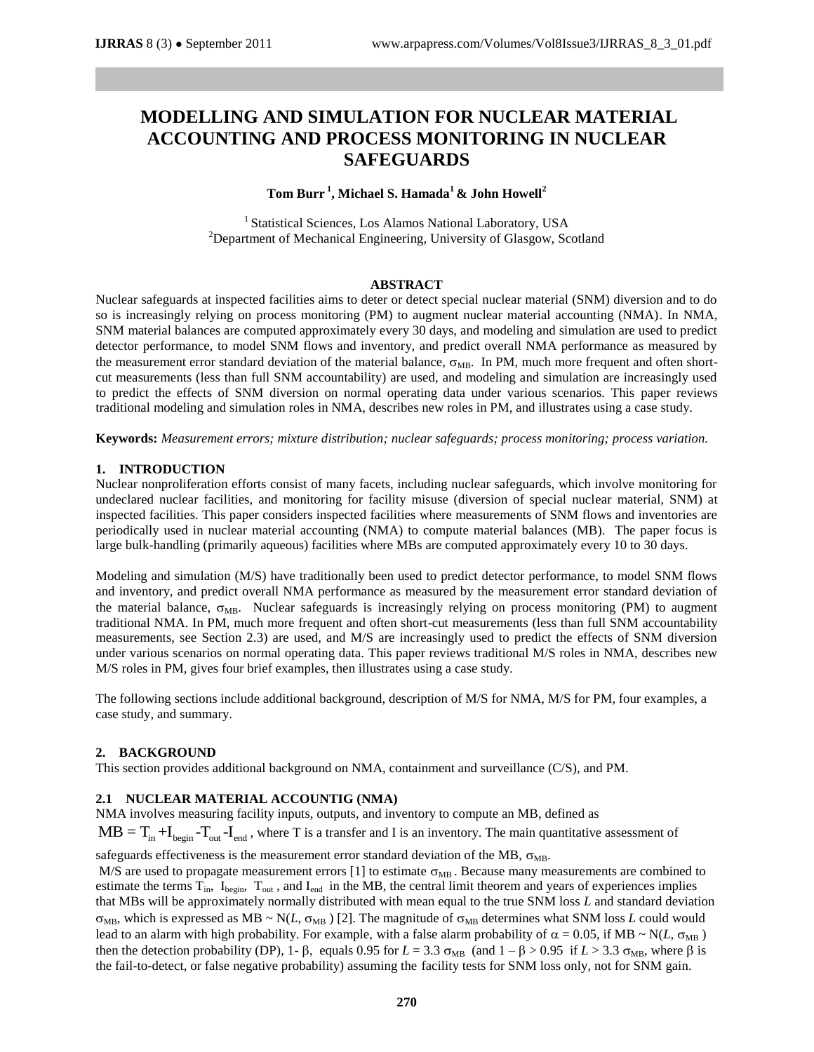# MODELLING AND SIMULATION FOR NUCLEAR MATERIAL ACCOUNTING AND PROCESS MONITORING IN NUCLEAR SAFEGUARDS

**Tom Burr [1], Michael S. Hamada[1] & John Howell[2]**

[1] Statistical Sciences, Los Alamos National Laboratory, USA
[2] Department of Mechanical Engineering, University of Glasgow, Scotland

## ABSTRACT

Nuclear safeguards at inspected facilities aims to deter or detect special nuclear material (SNM) diversion and to do so is increasingly relying on process monitoring (PM) to augment nuclear material accounting (NMA). In NMA, SNM material balances are computed approximately every 30 days, and modeling and simulation are used to predict detector performance, to model SNM flows and inventory, and predict overall NMA performance as measured by the measurement error standard deviation of the material balance, $\sigma_{MB}$. In PM, much more frequent and often short-cut measurements (less than full SNM accountability) are used, and modeling and simulation are increasingly used to predict the effects of SNM diversion on normal operating data under various scenarios. This paper reviews traditional modeling and simulation roles in NMA, describes new roles in PM, and illustrates using a case study.

**Keywords:** *Measurement errors; mixture distribution; nuclear safeguards; process monitoring; process variation.*

## 1. INTRODUCTION

Nuclear nonproliferation efforts consist of many facets, including nuclear safeguards, which involve monitoring for undeclared nuclear facilities, and monitoring for facility misuse (diversion of special nuclear material, SNM) at inspected facilities. This paper considers inspected facilities where measurements of SNM flows and inventories are periodically used in nuclear material accounting (NMA) to compute material balances (MB). The paper focus is large bulk-handling (primarily aqueous) facilities where MBs are computed approximately every 10 to 30 days.

Modeling and simulation (M/S) have traditionally been used to predict detector performance, to model SNM flows and inventory, and predict overall NMA performance as measured by the measurement error standard deviation of the material balance, $\sigma_{MB}$. Nuclear safeguards is increasingly relying on process monitoring (PM) to augment traditional NMA. In PM, much more frequent and often short-cut measurements (less than full SNM accountability measurements, see Section 2.3) are used, and M/S are increasingly used to predict the effects of SNM diversion under various scenarios on normal operating data. This paper reviews traditional M/S roles in NMA, describes new M/S roles in PM, gives four brief examples, then illustrates using a case study.

The following sections include additional background, description of M/S for NMA, M/S for PM, four examples, a case study, and summary.

## 2. BACKGROUND

This section provides additional background on NMA, containment and surveillance (C/S), and PM.

### 2.1 NUCLEAR MATERIAL ACCOUNTIG (NMA)

NMA involves measuring facility inputs, outputs, and inventory to compute an MB, defined as $MB = T_{in} + I_{begin} - T_{out} - I_{end}$, where T is a transfer and I is an inventory. The main quantitative assessment of safeguards effectiveness is the measurement error standard deviation of the MB, $\sigma_{MB}$.

M/S are used to propagate measurement errors [1] to estimate $\sigma_{MB}$. Because many measurements are combined to estimate the terms $T_{in}$, $I_{begin}$, $T_{out}$, and $I_{end}$ in the MB, the central limit theorem and years of experiences implies that MBs will be approximately normally distributed with mean equal to the true SNM loss *L* and standard deviation $\sigma_{MB}$, which is expressed as MB ~ N(*L*, $\sigma_{MB}$) [2]. The magnitude of $\sigma_{MB}$ determines what SNM loss *L* could would lead to an alarm with high probability. For example, with a false alarm probability of $\alpha = 0.05$, if MB ~ N(*L*, $\sigma_{MB}$) then the detection probability (DP), $1-\beta$, equals 0.95 for $L = 3.3\,\sigma_{MB}$ (and $1 - \beta > 0.95$ if $L > 3.3\,\sigma_{MB}$, where $\beta$ is the fail-to-detect, or false negative probability) assuming the facility tests for SNM loss only, not for SNM gain.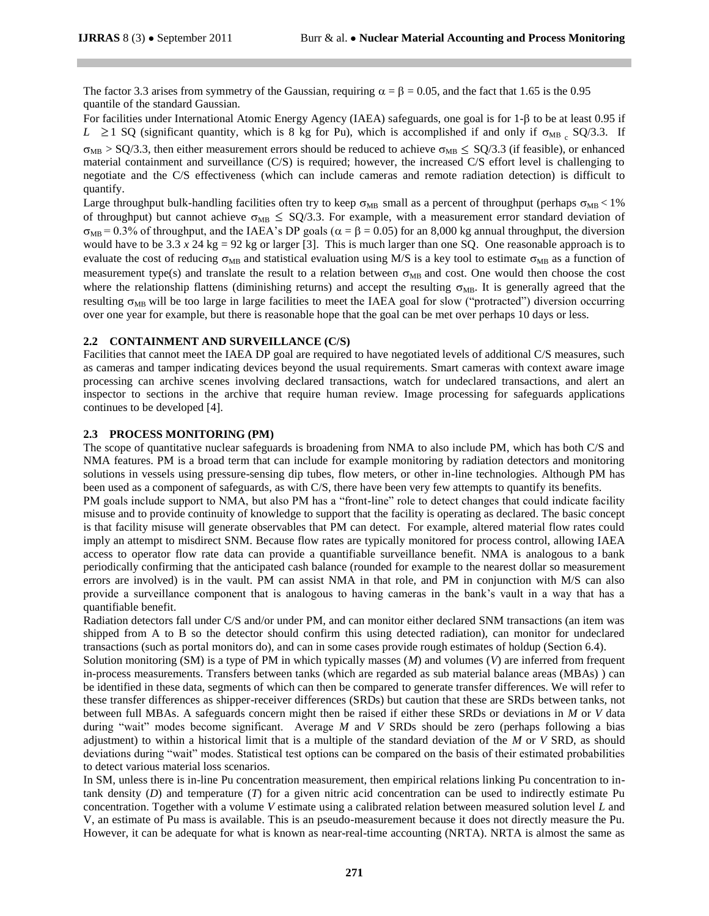The factor 3.3 arises from symmetry of the Gaussian, requiring $\alpha = \beta = 0.05$, and the fact that 1.65 is the 0.95 quantile of the standard Gaussian.

For facilities under International Atomic Energy Agency (IAEA) safeguards, one goal is for $1\text{-}\beta$ to be at least 0.95 if $L \geq 1$ SQ (significant quantity, which is 8 kg for Pu), which is accomplished if and only if $\sigma_{MB\ c}$ SQ/3.3. If $\sigma_{MB} > \text{SQ}/3.3$, then either measurement errors should be reduced to achieve $\sigma_{MB} \leq \text{SQ}/3.3$ (if feasible), or enhanced material containment and surveillance (C/S) is required; however, the increased C/S effort level is challenging to negotiate and the C/S effectiveness (which can include cameras and remote radiation detection) is difficult to quantify.

Large throughput bulk-handling facilities often try to keep $\sigma_{MB}$ small as a percent of throughput (perhaps $\sigma_{MB} < 1\%$ of throughput) but cannot achieve $\sigma_{MB} \leq \text{SQ}/3.3$. For example, with a measurement error standard deviation of $\sigma_{MB} = 0.3\%$ of throughput, and the IAEA's DP goals ($\alpha = \beta = 0.05$) for an 8,000 kg annual throughput, the diversion would have to be 3.3 *x* 24 kg = 92 kg or larger [3]. This is much larger than one SQ. One reasonable approach is to evaluate the cost of reducing $\sigma_{MB}$ and statistical evaluation using M/S is a key tool to estimate $\sigma_{MB}$ as a function of measurement type(s) and translate the result to a relation between $\sigma_{MB}$ and cost. One would then choose the cost where the relationship flattens (diminishing returns) and accept the resulting $\sigma_{MB}$. It is generally agreed that the resulting $\sigma_{MB}$ will be too large in large facilities to meet the IAEA goal for slow ("protracted") diversion occurring over one year for example, but there is reasonable hope that the goal can be met over perhaps 10 days or less.

### 2.2 CONTAINMENT AND SURVEILLANCE (C/S)

Facilities that cannot meet the IAEA DP goal are required to have negotiated levels of additional C/S measures, such as cameras and tamper indicating devices beyond the usual requirements. Smart cameras with context aware image processing can archive scenes involving declared transactions, watch for undeclared transactions, and alert an inspector to sections in the archive that require human review. Image processing for safeguards applications continues to be developed [4].

### 2.3 PROCESS MONITORING (PM)

The scope of quantitative nuclear safeguards is broadening from NMA to also include PM, which has both C/S and NMA features. PM is a broad term that can include for example monitoring by radiation detectors and monitoring solutions in vessels using pressure-sensing dip tubes, flow meters, or other in-line technologies. Although PM has been used as a component of safeguards, as with C/S, there have been very few attempts to quantify its benefits.

PM goals include support to NMA, but also PM has a "front-line" role to detect changes that could indicate facility misuse and to provide continuity of knowledge to support that the facility is operating as declared. The basic concept is that facility misuse will generate observables that PM can detect. For example, altered material flow rates could imply an attempt to misdirect SNM. Because flow rates are typically monitored for process control, allowing IAEA access to operator flow rate data can provide a quantifiable surveillance benefit. NMA is analogous to a bank periodically confirming that the anticipated cash balance (rounded for example to the nearest dollar so measurement errors are involved) is in the vault. PM can assist NMA in that role, and PM in conjunction with M/S can also provide a surveillance component that is analogous to having cameras in the bank's vault in a way that has a quantifiable benefit.

Radiation detectors fall under C/S and/or under PM, and can monitor either declared SNM transactions (an item was shipped from A to B so the detector should confirm this using detected radiation), can monitor for undeclared transactions (such as portal monitors do), and can in some cases provide rough estimates of holdup (Section 6.4).

Solution monitoring (SM) is a type of PM in which typically masses ($M$) and volumes ($V$) are inferred from frequent in-process measurements. Transfers between tanks (which are regarded as sub material balance areas (MBAs) ) can be identified in these data, segments of which can then be compared to generate transfer differences. We will refer to these transfer differences as shipper-receiver differences (SRDs) but caution that these are SRDs between tanks, not between full MBAs. A safeguards concern might then be raised if either these SRDs or deviations in $M$ or $V$ data during "wait" modes become significant. Average $M$ and $V$ SRDs should be zero (perhaps following a bias adjustment) to within a historical limit that is a multiple of the standard deviation of the $M$ or $V$ SRD, as should deviations during "wait" modes. Statistical test options can be compared on the basis of their estimated probabilities to detect various material loss scenarios.

In SM, unless there is in-line Pu concentration measurement, then empirical relations linking Pu concentration to in-tank density ($D$) and temperature ($T$) for a given nitric acid concentration can be used to indirectly estimate Pu concentration. Together with a volume $V$ estimate using a calibrated relation between measured solution level $L$ and V, an estimate of Pu mass is available. This is an pseudo-measurement because it does not directly measure the Pu. However, it can be adequate for what is known as near-real-time accounting (NRTA). NRTA is almost the same as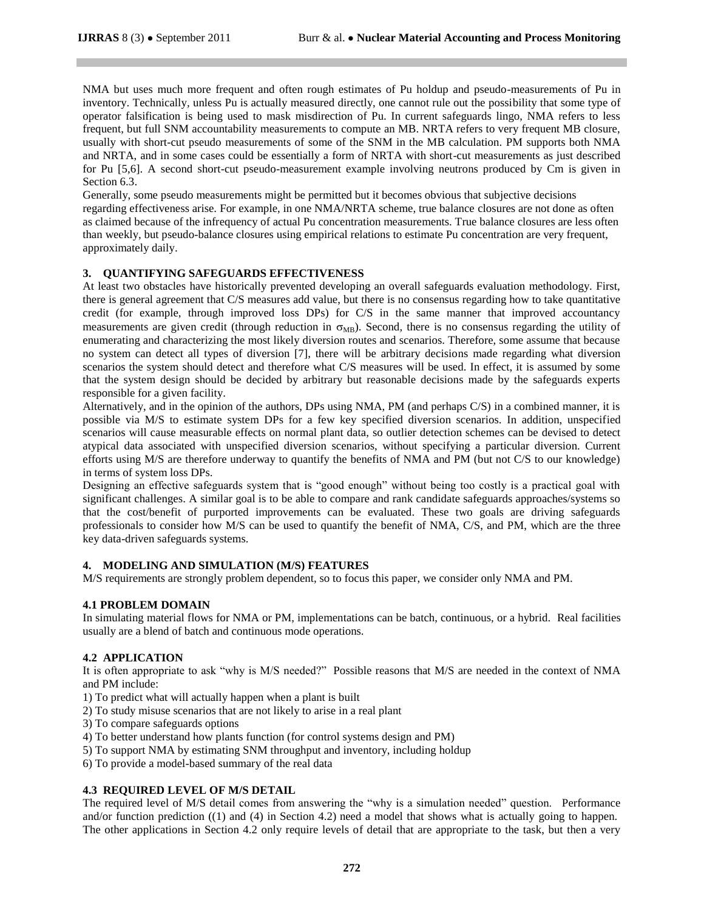NMA but uses much more frequent and often rough estimates of Pu holdup and pseudo-measurements of Pu in inventory. Technically, unless Pu is actually measured directly, one cannot rule out the possibility that some type of operator falsification is being used to mask misdirection of Pu. In current safeguards lingo, NMA refers to less frequent, but full SNM accountability measurements to compute an MB. NRTA refers to very frequent MB closure, usually with short-cut pseudo measurements of some of the SNM in the MB calculation. PM supports both NMA and NRTA, and in some cases could be essentially a form of NRTA with short-cut measurements as just described for Pu [5,6]. A second short-cut pseudo-measurement example involving neutrons produced by Cm is given in Section 6.3.

Generally, some pseudo measurements might be permitted but it becomes obvious that subjective decisions regarding effectiveness arise. For example, in one NMA/NRTA scheme, true balance closures are not done as often as claimed because of the infrequency of actual Pu concentration measurements. True balance closures are less often than weekly, but pseudo-balance closures using empirical relations to estimate Pu concentration are very frequent, approximately daily.

## 3. QUANTIFYING SAFEGUARDS EFFECTIVENESS

At least two obstacles have historically prevented developing an overall safeguards evaluation methodology. First, there is general agreement that C/S measures add value, but there is no consensus regarding how to take quantitative credit (for example, through improved loss DPs) for C/S in the same manner that improved accountancy measurements are given credit (through reduction in $\sigma_{MB}$). Second, there is no consensus regarding the utility of enumerating and characterizing the most likely diversion routes and scenarios. Therefore, some assume that because no system can detect all types of diversion [7], there will be arbitrary decisions made regarding what diversion scenarios the system should detect and therefore what C/S measures will be used. In effect, it is assumed by some that the system design should be decided by arbitrary but reasonable decisions made by the safeguards experts responsible for a given facility.

Alternatively, and in the opinion of the authors, DPs using NMA, PM (and perhaps C/S) in a combined manner, it is possible via M/S to estimate system DPs for a few key specified diversion scenarios. In addition, unspecified scenarios will cause measurable effects on normal plant data, so outlier detection schemes can be devised to detect atypical data associated with unspecified diversion scenarios, without specifying a particular diversion. Current efforts using M/S are therefore underway to quantify the benefits of NMA and PM (but not C/S to our knowledge) in terms of system loss DPs.

Designing an effective safeguards system that is "good enough" without being too costly is a practical goal with significant challenges. A similar goal is to be able to compare and rank candidate safeguards approaches/systems so that the cost/benefit of purported improvements can be evaluated. These two goals are driving safeguards professionals to consider how M/S can be used to quantify the benefit of NMA, C/S, and PM, which are the three key data-driven safeguards systems.

## 4. MODELING AND SIMULATION (M/S) FEATURES

M/S requirements are strongly problem dependent, so to focus this paper, we consider only NMA and PM.

### 4.1 PROBLEM DOMAIN

In simulating material flows for NMA or PM, implementations can be batch, continuous, or a hybrid. Real facilities usually are a blend of batch and continuous mode operations.

### 4.2 APPLICATION

It is often appropriate to ask "why is M/S needed?" Possible reasons that M/S are needed in the context of NMA and PM include:

1) To predict what will actually happen when a plant is built
2) To study misuse scenarios that are not likely to arise in a real plant
3) To compare safeguards options
4) To better understand how plants function (for control systems design and PM)
5) To support NMA by estimating SNM throughput and inventory, including holdup
6) To provide a model-based summary of the real data

### 4.3 REQUIRED LEVEL OF M/S DETAIL

The required level of M/S detail comes from answering the "why is a simulation needed" question. Performance and/or function prediction ((1) and (4) in Section 4.2) need a model that shows what is actually going to happen. The other applications in Section 4.2 only require levels of detail that are appropriate to the task, but then a very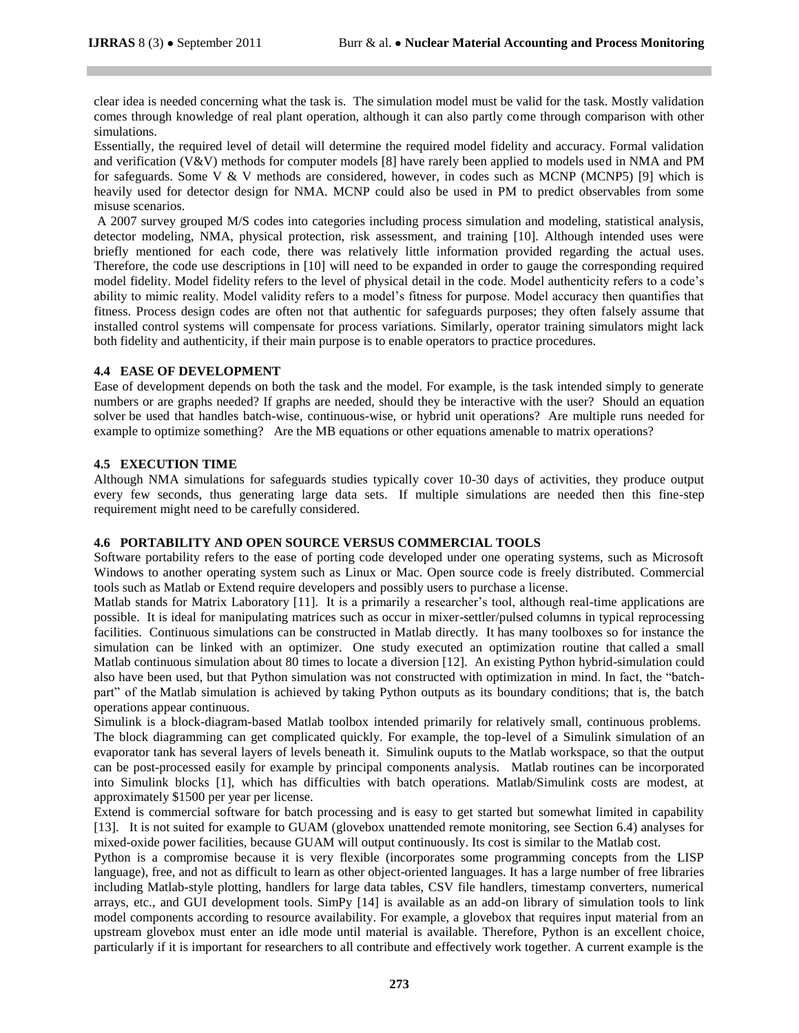clear idea is needed concerning what the task is. The simulation model must be valid for the task. Mostly validation comes through knowledge of real plant operation, although it can also partly come through comparison with other simulations.

Essentially, the required level of detail will determine the required model fidelity and accuracy. Formal validation and verification (V&V) methods for computer models [8] have rarely been applied to models used in NMA and PM for safeguards. Some V & V methods are considered, however, in codes such as MCNP (MCNP5) [9] which is heavily used for detector design for NMA. MCNP could also be used in PM to predict observables from some misuse scenarios.

A 2007 survey grouped M/S codes into categories including process simulation and modeling, statistical analysis, detector modeling, NMA, physical protection, risk assessment, and training [10]. Although intended uses were briefly mentioned for each code, there was relatively little information provided regarding the actual uses. Therefore, the code use descriptions in [10] will need to be expanded in order to gauge the corresponding required model fidelity. Model fidelity refers to the level of physical detail in the code. Model authenticity refers to a code's ability to mimic reality. Model validity refers to a model's fitness for purpose. Model accuracy then quantifies that fitness. Process design codes are often not that authentic for safeguards purposes; they often falsely assume that installed control systems will compensate for process variations. Similarly, operator training simulators might lack both fidelity and authenticity, if their main purpose is to enable operators to practice procedures.

### 4.4 EASE OF DEVELOPMENT

Ease of development depends on both the task and the model. For example, is the task intended simply to generate numbers or are graphs needed? If graphs are needed, should they be interactive with the user? Should an equation solver be used that handles batch-wise, continuous-wise, or hybrid unit operations? Are multiple runs needed for example to optimize something? Are the MB equations or other equations amenable to matrix operations?

### 4.5 EXECUTION TIME

Although NMA simulations for safeguards studies typically cover 10-30 days of activities, they produce output every few seconds, thus generating large data sets. If multiple simulations are needed then this fine-step requirement might need to be carefully considered.

### 4.6 PORTABILITY AND OPEN SOURCE VERSUS COMMERCIAL TOOLS

Software portability refers to the ease of porting code developed under one operating systems, such as Microsoft Windows to another operating system such as Linux or Mac. Open source code is freely distributed. Commercial tools such as Matlab or Extend require developers and possibly users to purchase a license.

Matlab stands for Matrix Laboratory [11]. It is a primarily a researcher's tool, although real-time applications are possible. It is ideal for manipulating matrices such as occur in mixer-settler/pulsed columns in typical reprocessing facilities. Continuous simulations can be constructed in Matlab directly. It has many toolboxes so for instance the simulation can be linked with an optimizer. One study executed an optimization routine that called a small Matlab continuous simulation about 80 times to locate a diversion [12]. An existing Python hybrid-simulation could also have been used, but that Python simulation was not constructed with optimization in mind. In fact, the "batch-part" of the Matlab simulation is achieved by taking Python outputs as its boundary conditions; that is, the batch operations appear continuous.

Simulink is a block-diagram-based Matlab toolbox intended primarily for relatively small, continuous problems. The block diagramming can get complicated quickly. For example, the top-level of a Simulink simulation of an evaporator tank has several layers of levels beneath it. Simulink ouputs to the Matlab workspace, so that the output can be post-processed easily for example by principal components analysis. Matlab routines can be incorporated into Simulink blocks [1], which has difficulties with batch operations. Matlab/Simulink costs are modest, at approximately $1500 per year per license.

Extend is commercial software for batch processing and is easy to get started but somewhat limited in capability [13]. It is not suited for example to GUAM (glovebox unattended remote monitoring, see Section 6.4) analyses for mixed-oxide power facilities, because GUAM will output continuously. Its cost is similar to the Matlab cost.

Python is a compromise because it is very flexible (incorporates some programming concepts from the LISP language), free, and not as difficult to learn as other object-oriented languages. It has a large number of free libraries including Matlab-style plotting, handlers for large data tables, CSV file handlers, timestamp converters, numerical arrays, etc., and GUI development tools. SimPy [14] is available as an add-on library of simulation tools to link model components according to resource availability. For example, a glovebox that requires input material from an upstream glovebox must enter an idle mode until material is available. Therefore, Python is an excellent choice, particularly if it is important for researchers to all contribute and effectively work together. A current example is the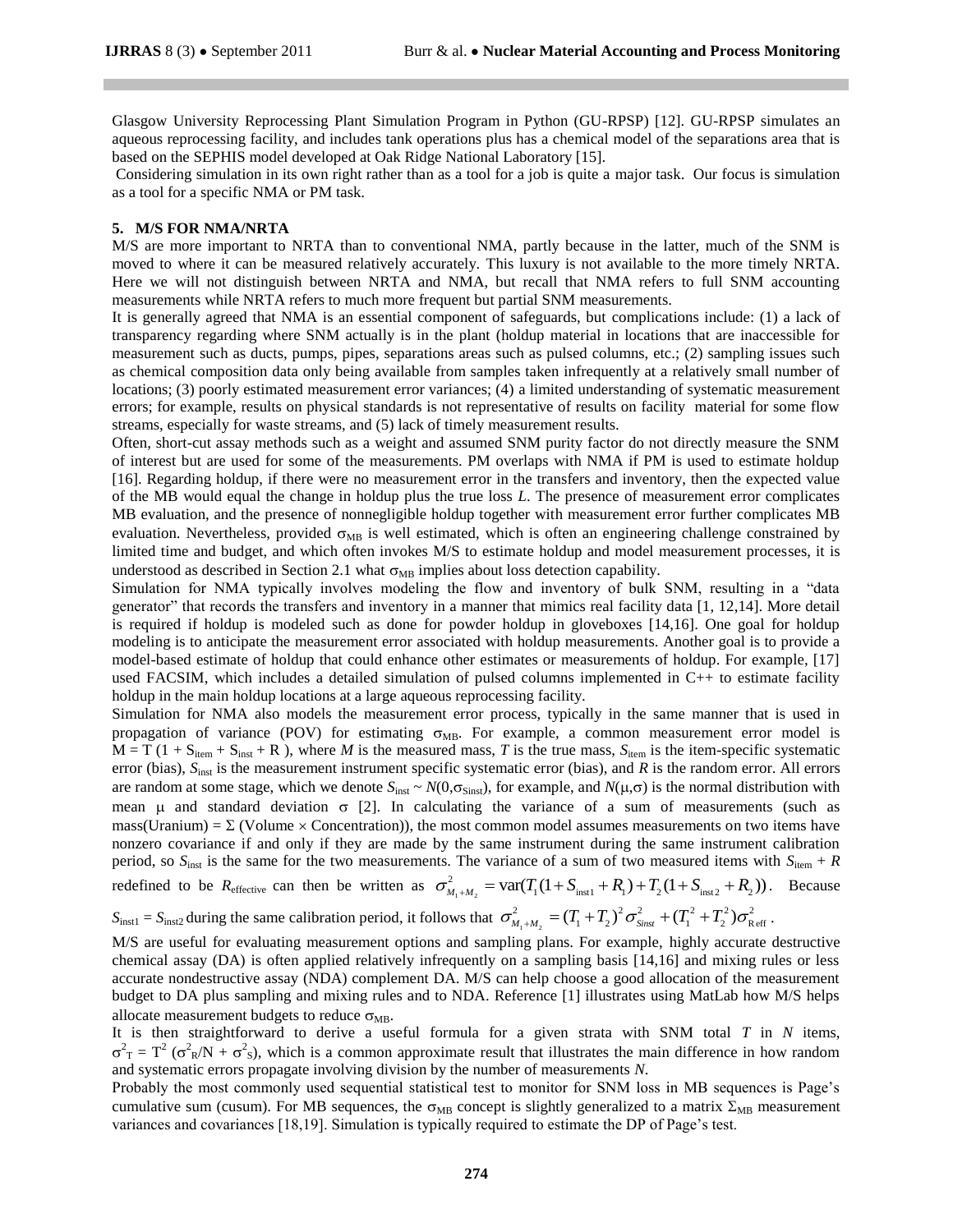Glasgow University Reprocessing Plant Simulation Program in Python (GU-RPSP) [12]. GU-RPSP simulates an aqueous reprocessing facility, and includes tank operations plus has a chemical model of the separations area that is based on the SEPHIS model developed at Oak Ridge National Laboratory [15].

Considering simulation in its own right rather than as a tool for a job is quite a major task. Our focus is simulation as a tool for a specific NMA or PM task.

## 5. M/S FOR NMA/NRTA

M/S are more important to NRTA than to conventional NMA, partly because in the latter, much of the SNM is moved to where it can be measured relatively accurately. This luxury is not available to the more timely NRTA. Here we will not distinguish between NRTA and NMA, but recall that NMA refers to full SNM accounting measurements while NRTA refers to much more frequent but partial SNM measurements.

It is generally agreed that NMA is an essential component of safeguards, but complications include: (1) a lack of transparency regarding where SNM actually is in the plant (holdup material in locations that are inaccessible for measurement such as ducts, pumps, pipes, separations areas such as pulsed columns, etc.; (2) sampling issues such as chemical composition data only being available from samples taken infrequently at a relatively small number of locations; (3) poorly estimated measurement error variances; (4) a limited understanding of systematic measurement errors; for example, results on physical standards is not representative of results on facility material for some flow streams, especially for waste streams, and (5) lack of timely measurement results.

Often, short-cut assay methods such as a weight and assumed SNM purity factor do not directly measure the SNM of interest but are used for some of the measurements. PM overlaps with NMA if PM is used to estimate holdup [16]. Regarding holdup, if there were no measurement error in the transfers and inventory, then the expected value of the MB would equal the change in holdup plus the true loss *L*. The presence of measurement error complicates MB evaluation, and the presence of nonnegligible holdup together with measurement error further complicates MB evaluation. Nevertheless, provided $\sigma_{MB}$ is well estimated, which is often an engineering challenge constrained by limited time and budget, and which often invokes M/S to estimate holdup and model measurement processes, it is understood as described in Section 2.1 what $\sigma_{MB}$ implies about loss detection capability.

Simulation for NMA typically involves modeling the flow and inventory of bulk SNM, resulting in a "data generator" that records the transfers and inventory in a manner that mimics real facility data [1, 12,14]. More detail is required if holdup is modeled such as done for powder holdup in gloveboxes [14,16]. One goal for holdup modeling is to anticipate the measurement error associated with holdup measurements. Another goal is to provide a model-based estimate of holdup that could enhance other estimates or measurements of holdup. For example, [17] used FACSIM, which includes a detailed simulation of pulsed columns implemented in C++ to estimate facility holdup in the main holdup locations at a large aqueous reprocessing facility.

Simulation for NMA also models the measurement error process, typically in the same manner that is used in propagation of variance (POV) for estimating $\sigma_{MB}$. For example, a common measurement error model is $M = T(1 + S_{item} + S_{inst} + R)$, where *M* is the measured mass, *T* is the true mass, $S_{item}$ is the item-specific systematic error (bias), $S_{inst}$ is the measurement instrument specific systematic error (bias), and *R* is the random error. All errors are random at some stage, which we denote $S_{inst} \sim N(0,\sigma_{Sinst})$, for example, and $N(\mu,\sigma)$ is the normal distribution with mean $\mu$ and standard deviation $\sigma$ [2]. In calculating the variance of a sum of measurements (such as mass(Uranium) = $\Sigma$ (Volume $\times$ Concentration)), the most common model assumes measurements on two items have nonzero covariance if and only if they are made by the same instrument during the same instrument calibration period, so $S_{inst}$ is the same for the two measurements. The variance of a sum of two measured items with $S_{item} + R$ redefined to be $R_{effective}$ can then be written as $\sigma^2_{M_1+M_2} = \text{var}(T_1(1+S_{inst1}+R_1)+T_2(1+S_{inst2}+R_2))$. Because $S_{inst1} = S_{inst2}$ during the same calibration period, it follows that $\sigma^2_{M_1+M_2} = (T_1+T_2)^2\sigma^2_{Sinst} + (T_1^2+T_2^2)\sigma^2_{R\,\text{eff}}$.

M/S are useful for evaluating measurement options and sampling plans. For example, highly accurate destructive chemical assay (DA) is often applied relatively infrequently on a sampling basis [14,16] and mixing rules or less accurate nondestructive assay (NDA) complement DA. M/S can help choose a good allocation of the measurement budget to DA plus sampling and mixing rules and to NDA. Reference [1] illustrates using MatLab how M/S helps allocate measurement budgets to reduce $\sigma_{MB}$.

It is then straightforward to derive a useful formula for a given strata with SNM total *T* in *N* items, $\sigma^2_T = T^2(\sigma^2_R/N + \sigma^2_S)$, which is a common approximate result that illustrates the main difference in how random and systematic errors propagate involving division by the number of measurements *N*.

Probably the most commonly used sequential statistical test to monitor for SNM loss in MB sequences is Page's cumulative sum (cusum). For MB sequences, the $\sigma_{MB}$ concept is slightly generalized to a matrix $\Sigma_{MB}$ measurement variances and covariances [18,19]. Simulation is typically required to estimate the DP of Page's test.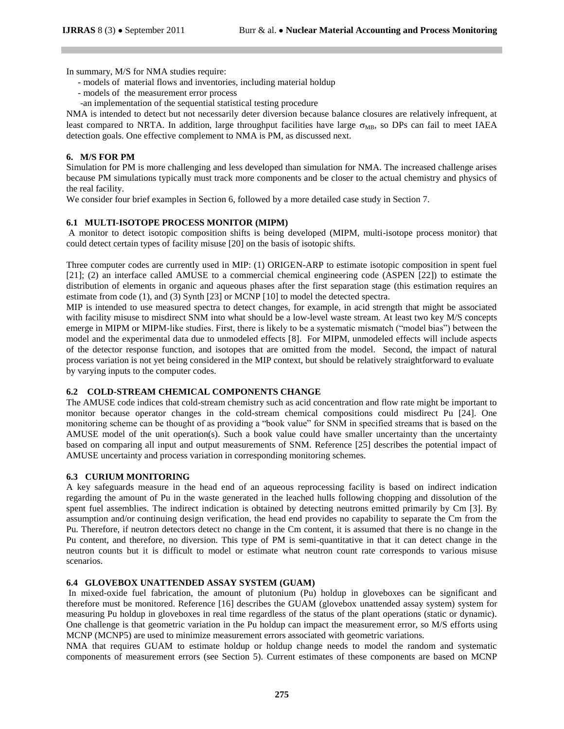In summary, M/S for NMA studies require:

- models of material flows and inventories, including material holdup
- models of the measurement error process
- an implementation of the sequential statistical testing procedure

NMA is intended to detect but not necessarily deter diversion because balance closures are relatively infrequent, at least compared to NRTA. In addition, large throughput facilities have large $\sigma_{MB}$, so DPs can fail to meet IAEA detection goals. One effective complement to NMA is PM, as discussed next.

## 6. M/S FOR PM

Simulation for PM is more challenging and less developed than simulation for NMA. The increased challenge arises because PM simulations typically must track more components and be closer to the actual chemistry and physics of the real facility.

We consider four brief examples in Section 6, followed by a more detailed case study in Section 7.

### 6.1 MULTI-ISOTOPE PROCESS MONITOR (MIPM)

A monitor to detect isotopic composition shifts is being developed (MIPM, multi-isotope process monitor) that could detect certain types of facility misuse [20] on the basis of isotopic shifts.

Three computer codes are currently used in MIP: (1) ORIGEN-ARP to estimate isotopic composition in spent fuel [21]; (2) an interface called AMUSE to a commercial chemical engineering code (ASPEN [22]) to estimate the distribution of elements in organic and aqueous phases after the first separation stage (this estimation requires an estimate from code (1), and (3) Synth [23] or MCNP [10] to model the detected spectra.

MIP is intended to use measured spectra to detect changes, for example, in acid strength that might be associated with facility misuse to misdirect SNM into what should be a low-level waste stream. At least two key M/S concepts emerge in MIPM or MIPM-like studies. First, there is likely to be a systematic mismatch ("model bias") between the model and the experimental data due to unmodeled effects [8]. For MIPM, unmodeled effects will include aspects of the detector response function, and isotopes that are omitted from the model. Second, the impact of natural process variation is not yet being considered in the MIP context, but should be relatively straightforward to evaluate by varying inputs to the computer codes.

### 6.2 COLD-STREAM CHEMICAL COMPONENTS CHANGE

The AMUSE code indices that cold-stream chemistry such as acid concentration and flow rate might be important to monitor because operator changes in the cold-stream chemical compositions could misdirect Pu [24]. One monitoring scheme can be thought of as providing a "book value" for SNM in specified streams that is based on the AMUSE model of the unit operation(s). Such a book value could have smaller uncertainty than the uncertainty based on comparing all input and output measurements of SNM. Reference [25] describes the potential impact of AMUSE uncertainty and process variation in corresponding monitoring schemes.

### 6.3 CURIUM MONITORING

A key safeguards measure in the head end of an aqueous reprocessing facility is based on indirect indication regarding the amount of Pu in the waste generated in the leached hulls following chopping and dissolution of the spent fuel assemblies. The indirect indication is obtained by detecting neutrons emitted primarily by Cm [3]. By assumption and/or continuing design verification, the head end provides no capability to separate the Cm from the Pu. Therefore, if neutron detectors detect no change in the Cm content, it is assumed that there is no change in the Pu content, and therefore, no diversion. This type of PM is semi-quantitative in that it can detect change in the neutron counts but it is difficult to model or estimate what neutron count rate corresponds to various misuse scenarios.

### 6.4 GLOVEBOX UNATTENDED ASSAY SYSTEM (GUAM)

In mixed-oxide fuel fabrication, the amount of plutonium (Pu) holdup in gloveboxes can be significant and therefore must be monitored. Reference [16] describes the GUAM (glovebox unattended assay system) system for measuring Pu holdup in gloveboxes in real time regardless of the status of the plant operations (static or dynamic). One challenge is that geometric variation in the Pu holdup can impact the measurement error, so M/S efforts using MCNP (MCNP5) are used to minimize measurement errors associated with geometric variations.

NMA that requires GUAM to estimate holdup or holdup change needs to model the random and systematic components of measurement errors (see Section 5). Current estimates of these components are based on MCNP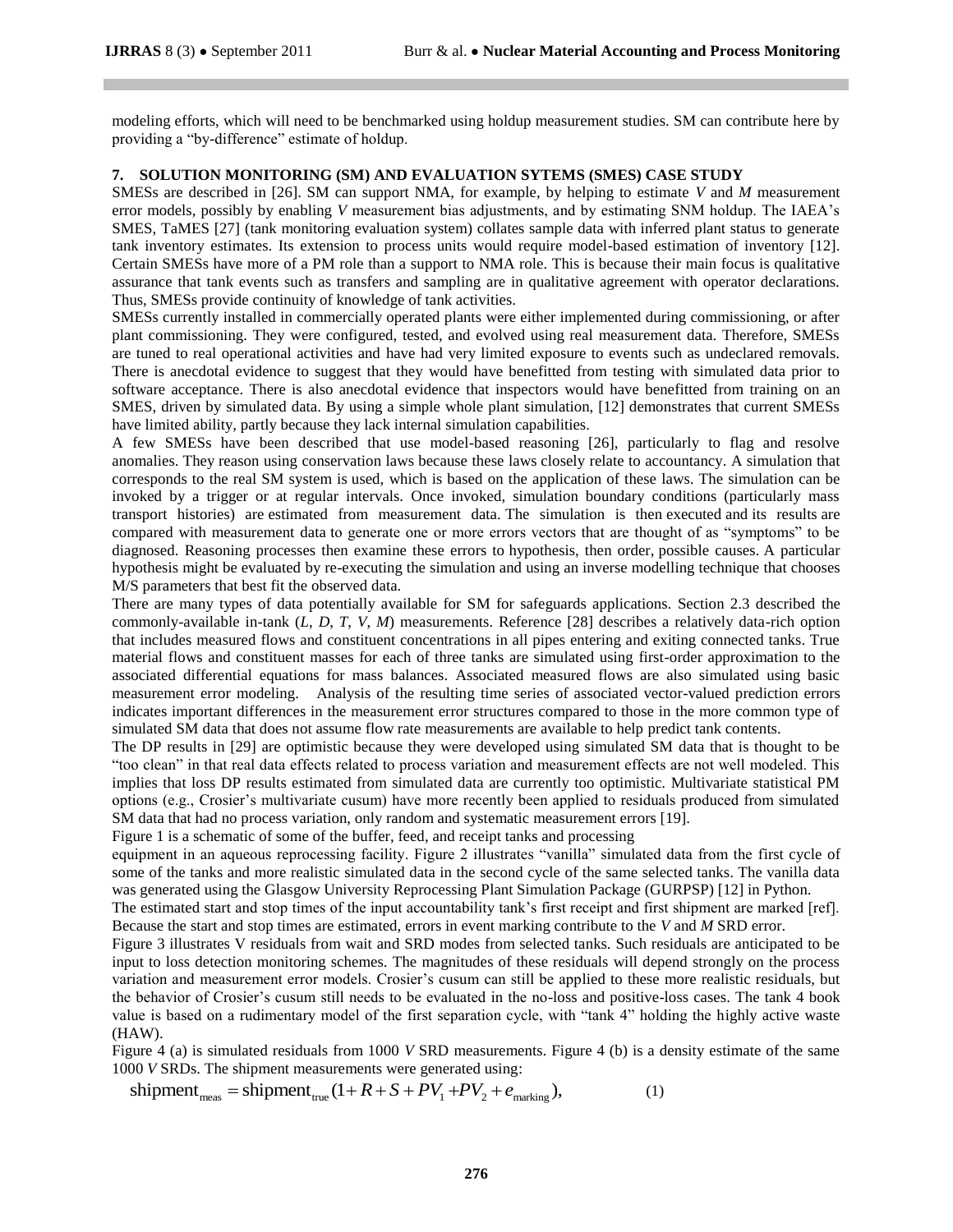modeling efforts, which will need to be benchmarked using holdup measurement studies. SM can contribute here by providing a "by-difference" estimate of holdup.

## 7. SOLUTION MONITORING (SM) AND EVALUATION SYTEMS (SMES) CASE STUDY

SMESs are described in [26]. SM can support NMA, for example, by helping to estimate *V* and *M* measurement error models, possibly by enabling *V* measurement bias adjustments, and by estimating SNM holdup. The IAEA's SMES, TaMES [27] (tank monitoring evaluation system) collates sample data with inferred plant status to generate tank inventory estimates. Its extension to process units would require model-based estimation of inventory [12]. Certain SMESs have more of a PM role than a support to NMA role. This is because their main focus is qualitative assurance that tank events such as transfers and sampling are in qualitative agreement with operator declarations. Thus, SMESs provide continuity of knowledge of tank activities.

SMESs currently installed in commercially operated plants were either implemented during commissioning, or after plant commissioning. They were configured, tested, and evolved using real measurement data. Therefore, SMESs are tuned to real operational activities and have had very limited exposure to events such as undeclared removals. There is anecdotal evidence to suggest that they would have benefitted from testing with simulated data prior to software acceptance. There is also anecdotal evidence that inspectors would have benefitted from training on an SMES, driven by simulated data. By using a simple whole plant simulation, [12] demonstrates that current SMESs have limited ability, partly because they lack internal simulation capabilities.

A few SMESs have been described that use model-based reasoning [26], particularly to flag and resolve anomalies. They reason using conservation laws because these laws closely relate to accountancy. A simulation that corresponds to the real SM system is used, which is based on the application of these laws. The simulation can be invoked by a trigger or at regular intervals. Once invoked, simulation boundary conditions (particularly mass transport histories) are estimated from measurement data. The simulation is then executed and its results are compared with measurement data to generate one or more errors vectors that are thought of as "symptoms" to be diagnosed. Reasoning processes then examine these errors to hypothesis, then order, possible causes. A particular hypothesis might be evaluated by re-executing the simulation and using an inverse modelling technique that chooses M/S parameters that best fit the observed data.

There are many types of data potentially available for SM for safeguards applications. Section 2.3 described the commonly-available in-tank (*L*, *D*, *T*, *V*, *M*) measurements. Reference [28] describes a relatively data-rich option that includes measured flows and constituent concentrations in all pipes entering and exiting connected tanks. True material flows and constituent masses for each of three tanks are simulated using first-order approximation to the associated differential equations for mass balances. Associated measured flows are also simulated using basic measurement error modeling. Analysis of the resulting time series of associated vector-valued prediction errors indicates important differences in the measurement error structures compared to those in the more common type of simulated SM data that does not assume flow rate measurements are available to help predict tank contents.

The DP results in [29] are optimistic because they were developed using simulated SM data that is thought to be "too clean" in that real data effects related to process variation and measurement effects are not well modeled. This implies that loss DP results estimated from simulated data are currently too optimistic. Multivariate statistical PM options (e.g., Crosier's multivariate cusum) have more recently been applied to residuals produced from simulated SM data that had no process variation, only random and systematic measurement errors [19].

Figure 1 is a schematic of some of the buffer, feed, and receipt tanks and processing equipment in an aqueous reprocessing facility. Figure 2 illustrates "vanilla" simulated data from the first cycle of some of the tanks and more realistic simulated data in the second cycle of the same selected tanks. The vanilla data was generated using the Glasgow University Reprocessing Plant Simulation Package (GURPSP) [12] in Python.

The estimated start and stop times of the input accountability tank's first receipt and first shipment are marked [ref]. Because the start and stop times are estimated, errors in event marking contribute to the *V* and *M* SRD error.

Figure 3 illustrates V residuals from wait and SRD modes from selected tanks. Such residuals are anticipated to be input to loss detection monitoring schemes. The magnitudes of these residuals will depend strongly on the process variation and measurement error models. Crosier's cusum can still be applied to these more realistic residuals, but the behavior of Crosier's cusum still needs to be evaluated in the no-loss and positive-loss cases. The tank 4 book value is based on a rudimentary model of the first separation cycle, with "tank 4" holding the highly active waste (HAW).

Figure 4 (a) is simulated residuals from 1000 *V* SRD measurements. Figure 4 (b) is a density estimate of the same 1000 *V* SRDs. The shipment measurements were generated using:

$$\text{shipment}_{\text{meas}} = \text{shipment}_{\text{true}}(1 + R + S + PV_1 + PV_2 + e_{\text{marking}}), \qquad (1)$$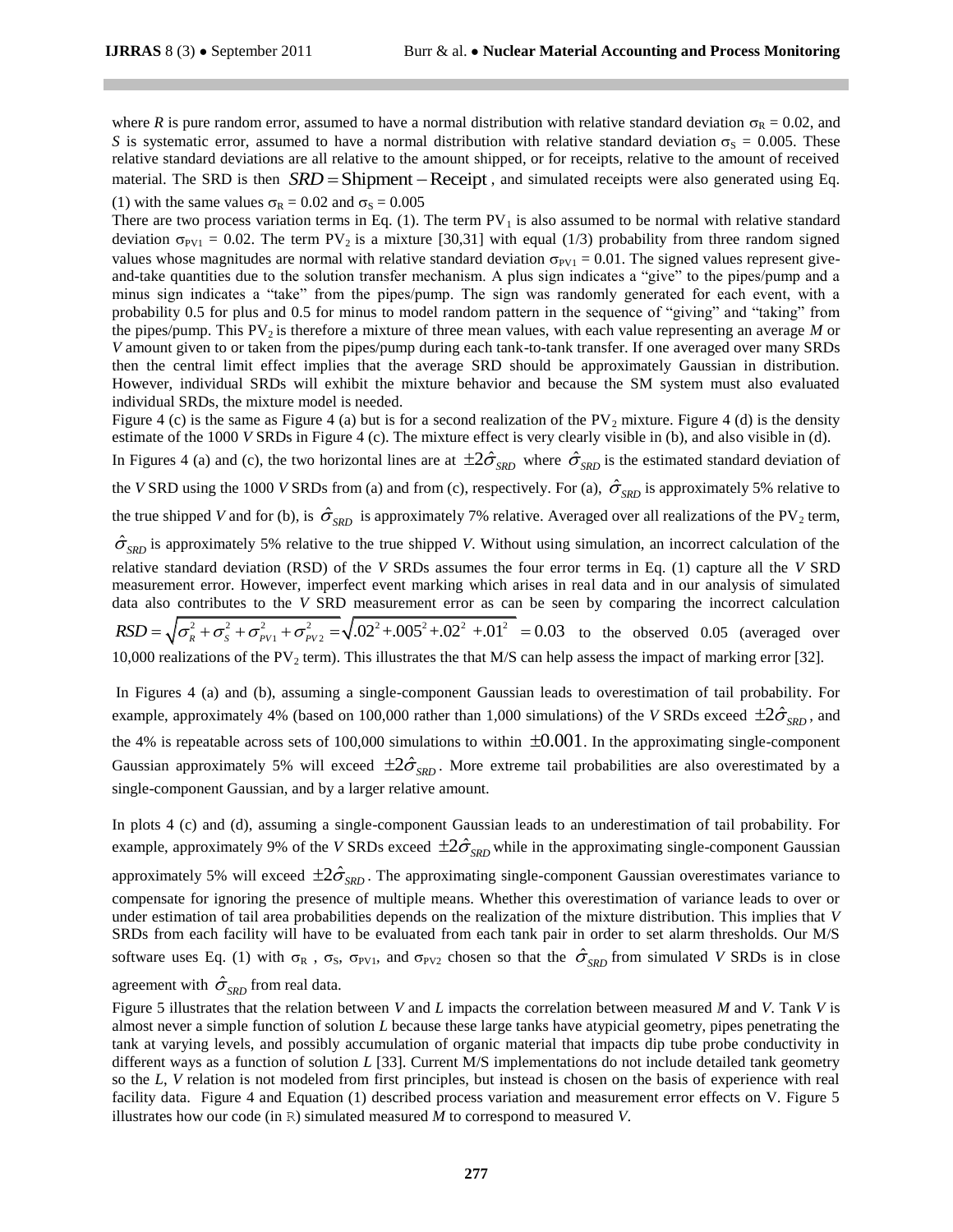where $R$ is pure random error, assumed to have a normal distribution with relative standard deviation $\sigma_R = 0.02$, and $S$ is systematic error, assumed to have a normal distribution with relative standard deviation $\sigma_S = 0.005$. These relative standard deviations are all relative to the amount shipped, or for receipts, relative to the amount of received material. The SRD is then $SRD = \text{Shipment} - \text{Receipt}$, and simulated receipts were also generated using Eq. (1) with the same values $\sigma_R = 0.02$ and $\sigma_S = 0.005$

There are two process variation terms in Eq. (1). The term $PV_1$ is also assumed to be normal with relative standard deviation $\sigma_{PV1} = 0.02$. The term $PV_2$ is a mixture [30,31] with equal (1/3) probability from three random signed values whose magnitudes are normal with relative standard deviation $\sigma_{PV1} = 0.01$. The signed values represent give-and-take quantities due to the solution transfer mechanism. A plus sign indicates a "give" to the pipes/pump and a minus sign indicates a "take" from the pipes/pump. The sign was randomly generated for each event, with a probability 0.5 for plus and 0.5 for minus to model random pattern in the sequence of "giving" and "taking" from the pipes/pump. This $PV_2$ is therefore a mixture of three mean values, with each value representing an average $M$ or $V$ amount given to or taken from the pipes/pump during each tank-to-tank transfer. If one averaged over many SRDs then the central limit effect implies that the average SRD should be approximately Gaussian in distribution. However, individual SRDs will exhibit the mixture behavior and because the SM system must also evaluated individual SRDs, the mixture model is needed.

Figure 4 (c) is the same as Figure 4 (a) but is for a second realization of the $PV_2$ mixture. Figure 4 (d) is the density estimate of the 1000 $V$ SRDs in Figure 4 (c). The mixture effect is very clearly visible in (b), and also visible in (d).

In Figures 4 (a) and (c), the two horizontal lines are at $\pm 2\hat{\sigma}_{SRD}$ where $\hat{\sigma}_{SRD}$ is the estimated standard deviation of the $V$ SRD using the 1000 $V$ SRDs from (a) and from (c), respectively. For (a), $\hat{\sigma}_{SRD}$ is approximately 5% relative to the true shipped $V$ and for (b), is $\hat{\sigma}_{SRD}$ is approximately 7% relative. Averaged over all realizations of the $PV_2$ term, $\hat{\sigma}_{SRD}$ is approximately 5% relative to the true shipped $V$. Without using simulation, an incorrect calculation of the relative standard deviation (RSD) of the $V$ SRDs assumes the four error terms in Eq. (1) capture all the $V$ SRD measurement error. However, imperfect event marking which arises in real data and in our analysis of simulated data also contributes to the $V$ SRD measurement error as can be seen by comparing the incorrect calculation $RSD = \sqrt{\sigma_R^2 + \sigma_S^2 + \sigma_{PV1}^2 + \sigma_{PV2}^2} = \sqrt{.02^2 + .005^2 + .02^2 + .01^2} = 0.03$ to the observed 0.05 (averaged over 10,000 realizations of the $PV_2$ term). This illustrates the that M/S can help assess the impact of marking error [32].

In Figures 4 (a) and (b), assuming a single-component Gaussian leads to overestimation of tail probability. For example, approximately 4% (based on 100,000 rather than 1,000 simulations) of the $V$ SRDs exceed $\pm 2\hat{\sigma}_{SRD}$, and the 4% is repeatable across sets of 100,000 simulations to within $\pm 0.001$. In the approximating single-component Gaussian approximately 5% will exceed $\pm 2\hat{\sigma}_{SRD}$. More extreme tail probabilities are also overestimated by a single-component Gaussian, and by a larger relative amount.

In plots 4 (c) and (d), assuming a single-component Gaussian leads to an underestimation of tail probability. For example, approximately 9% of the $V$ SRDs exceed $\pm 2\hat{\sigma}_{SRD}$ while in the approximating single-component Gaussian approximately 5% will exceed $\pm 2\hat{\sigma}_{SRD}$. The approximating single-component Gaussian overestimates variance to compensate for ignoring the presence of multiple means. Whether this overestimation of variance leads to over or under estimation of tail area probabilities depends on the realization of the mixture distribution. This implies that $V$ SRDs from each facility will have to be evaluated from each tank pair in order to set alarm thresholds. Our M/S software uses Eq. (1) with $\sigma_R$, $\sigma_S$, $\sigma_{PV1}$, and $\sigma_{PV2}$ chosen so that the $\hat{\sigma}_{SRD}$ from simulated $V$ SRDs is in close agreement with $\hat{\sigma}_{SRD}$ from real data.

Figure 5 illustrates that the relation between $V$ and $L$ impacts the correlation between measured $M$ and $V$. Tank $V$ is almost never a simple function of solution $L$ because these large tanks have atypicial geometry, pipes penetrating the tank at varying levels, and possibly accumulation of organic material that impacts dip tube probe conductivity in different ways as a function of solution $L$ [33]. Current M/S implementations do not include detailed tank geometry so the $L$, $V$ relation is not modeled from first principles, but instead is chosen on the basis of experience with real facility data. Figure 4 and Equation (1) described process variation and measurement error effects on V. Figure 5 illustrates how our code (in R) simulated measured $M$ to correspond to measured $V$.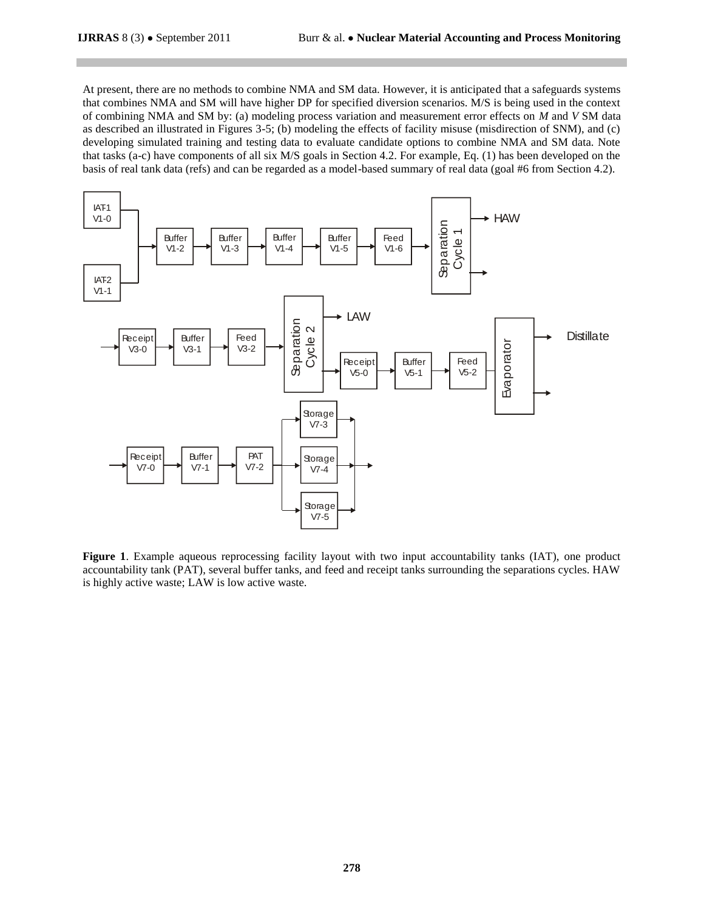At present, there are no methods to combine NMA and SM data. However, it is anticipated that a safeguards systems that combines NMA and SM will have higher DP for specified diversion scenarios. M/S is being used in the context of combining NMA and SM by: (a) modeling process variation and measurement error effects on *M* and *V* SM data as described an illustrated in Figures 3-5; (b) modeling the effects of facility misuse (misdirection of SNM), and (c) developing simulated training and testing data to evaluate candidate options to combine NMA and SM data. Note that tasks (a-c) have components of all six M/S goals in Section 4.2. For example, Eq. (1) has been developed on the basis of real tank data (refs) and can be regarded as a model-based summary of real data (goal #6 from Section 4.2).

**Figure 1**. Example aqueous reprocessing facility layout with two input accountability tanks (IAT), one product accountability tank (PAT), several buffer tanks, and feed and receipt tanks surrounding the separations cycles. HAW is highly active waste; LAW is low active waste.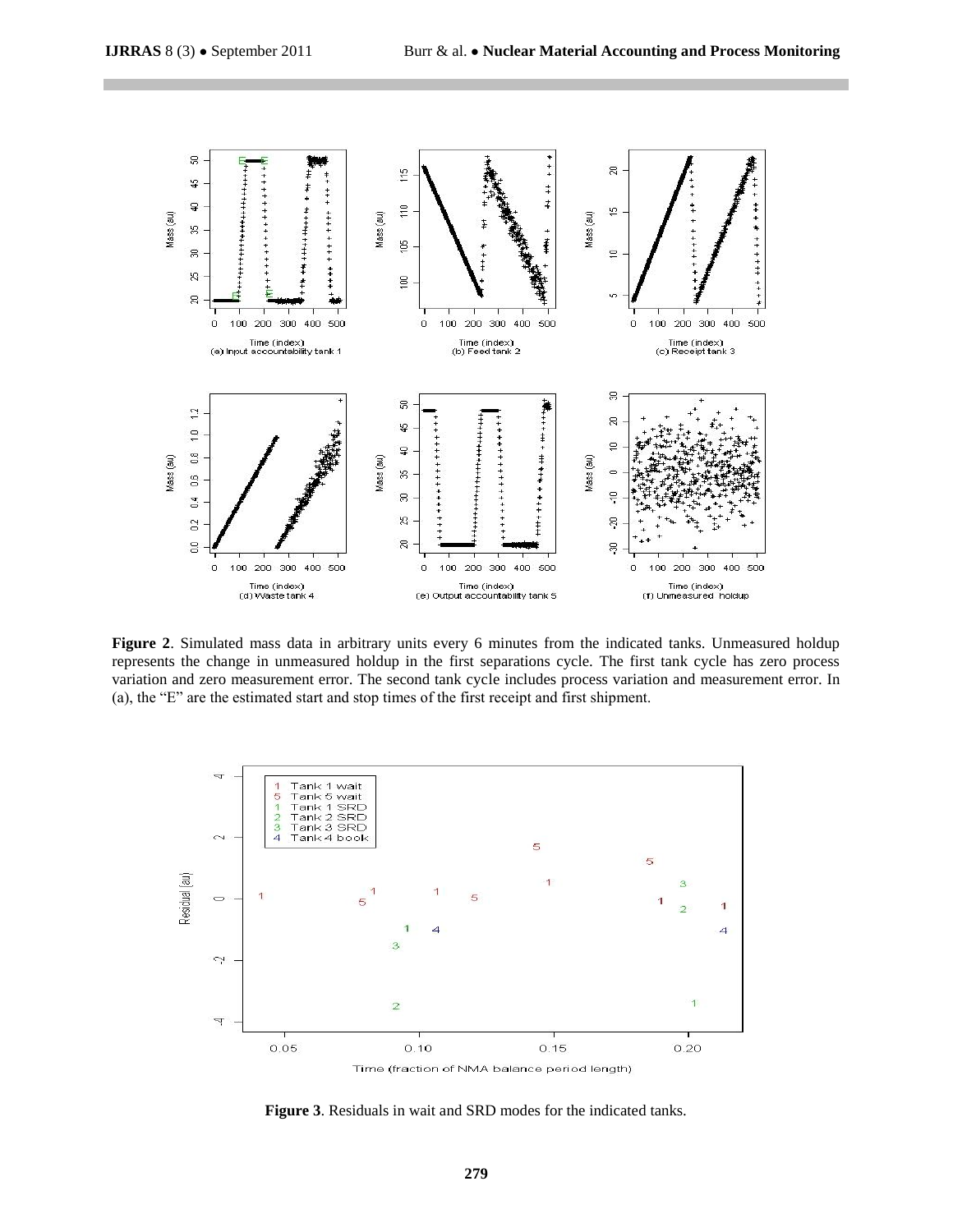**Figure 2**. Simulated mass data in arbitrary units every 6 minutes from the indicated tanks. Unmeasured holdup represents the change in unmeasured holdup in the first separations cycle. The first tank cycle has zero process variation and zero measurement error. The second tank cycle includes process variation and measurement error. In (a), the "E" are the estimated start and stop times of the first receipt and first shipment.

**Figure 3**. Residuals in wait and SRD modes for the indicated tanks.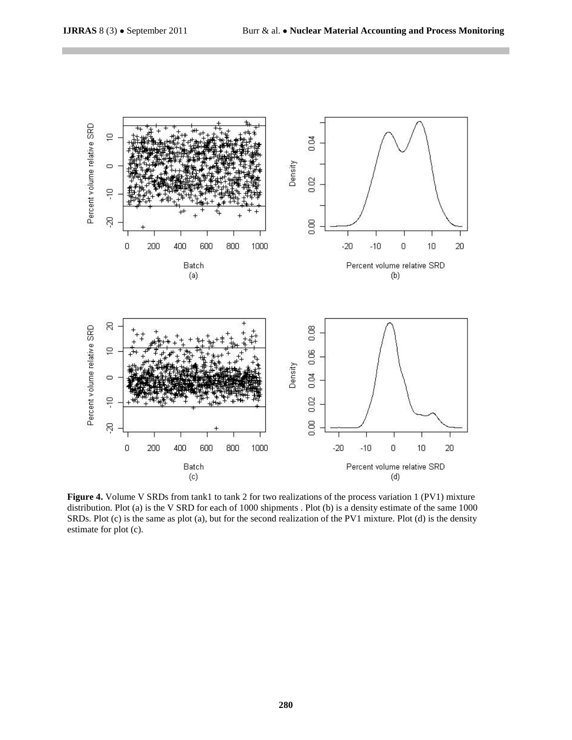**Figure 4.** Volume V SRDs from tank1 to tank 2 for two realizations of the process variation 1 (PV1) mixture distribution. Plot (a) is the V SRD for each of 1000 shipments . Plot (b) is a density estimate of the same 1000 SRDs. Plot (c) is the same as plot (a), but for the second realization of the PV1 mixture. Plot (d) is the density estimate for plot (c).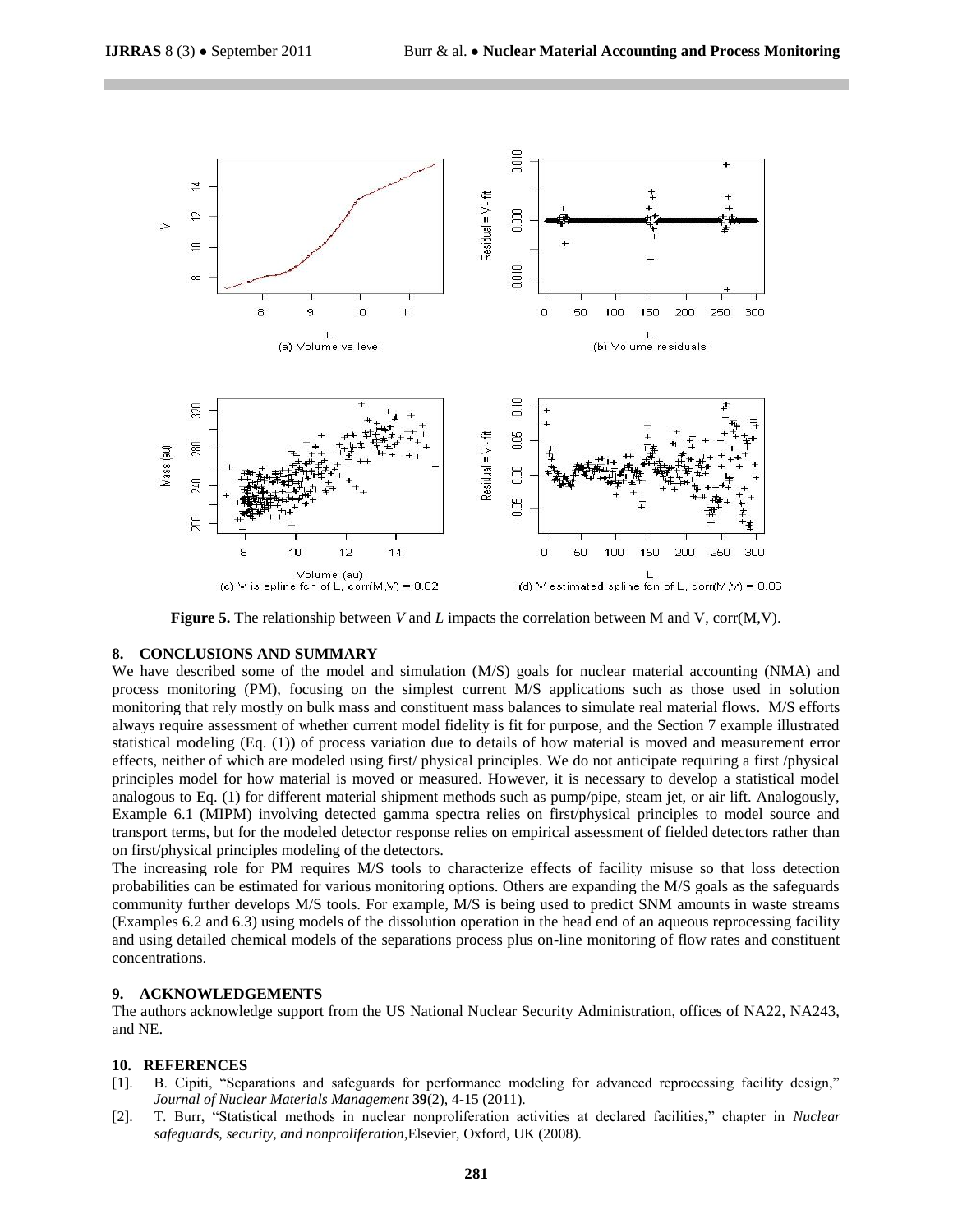**Figure 5.** The relationship between *V* and *L* impacts the correlation between M and V, corr(M,V).

## 8. CONCLUSIONS AND SUMMARY

We have described some of the model and simulation (M/S) goals for nuclear material accounting (NMA) and process monitoring (PM), focusing on the simplest current M/S applications such as those used in solution monitoring that rely mostly on bulk mass and constituent mass balances to simulate real material flows. M/S efforts always require assessment of whether current model fidelity is fit for purpose, and the Section 7 example illustrated statistical modeling (Eq. (1)) of process variation due to details of how material is moved and measurement error effects, neither of which are modeled using first/ physical principles. We do not anticipate requiring a first /physical principles model for how material is moved or measured. However, it is necessary to develop a statistical model analogous to Eq. (1) for different material shipment methods such as pump/pipe, steam jet, or air lift. Analogously, Example 6.1 (MIPM) involving detected gamma spectra relies on first/physical principles to model source and transport terms, but for the modeled detector response relies on empirical assessment of fielded detectors rather than on first/physical principles modeling of the detectors.

The increasing role for PM requires M/S tools to characterize effects of facility misuse so that loss detection probabilities can be estimated for various monitoring options. Others are expanding the M/S goals as the safeguards community further develops M/S tools. For example, M/S is being used to predict SNM amounts in waste streams (Examples 6.2 and 6.3) using models of the dissolution operation in the head end of an aqueous reprocessing facility and using detailed chemical models of the separations process plus on-line monitoring of flow rates and constituent concentrations.

## 9. ACKNOWLEDGEMENTS

The authors acknowledge support from the US National Nuclear Security Administration, offices of NA22, NA243, and NE.

## 10. REFERENCES

[1]. B. Cipiti, "Separations and safeguards for performance modeling for advanced reprocessing facility design," *Journal of Nuclear Materials Management* **39**(2), 4-15 (2011).

[2]. T. Burr, "Statistical methods in nuclear nonproliferation activities at declared facilities," chapter in *Nuclear safeguards, security, and nonproliferation*,Elsevier, Oxford, UK (2008).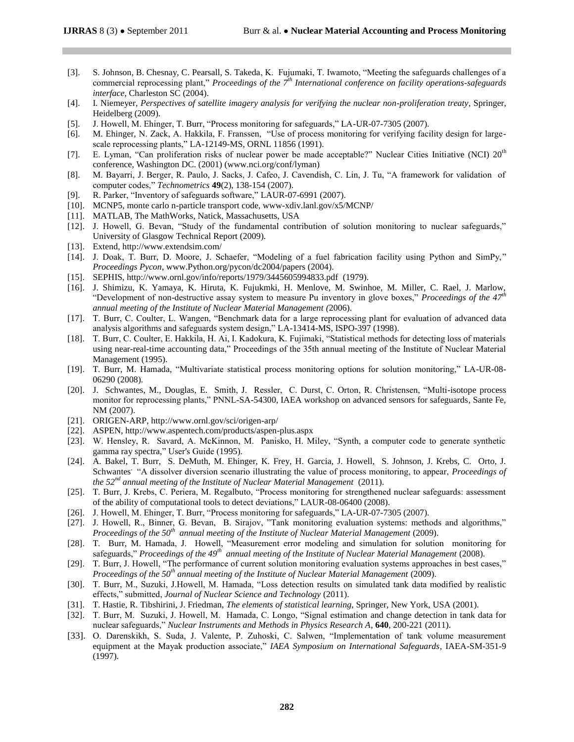[3]. S. Johnson, B. Chesnay, C. Pearsall, S. Takeda, K. Fujumaki, T. Iwamoto, "Meeting the safeguards challenges of a commercial reprocessing plant," *Proceedings of the 7th International conference on facility operations-safeguards interface*, Charleston SC (2004).

[4]. I. Niemeyer, *Perspectives of satellite imagery analysis for verifying the nuclear non-proliferation treaty*, Springer, Heidelberg (2009).

[5]. J. Howell, M. Ehinger, T. Burr, "Process monitoring for safeguards," LA-UR-07-7305 (2007).

[6]. M. Ehinger, N. Zack, A. Hakkila, F. Franssen, "Use of process monitoring for verifying facility design for large-scale reprocessing plants," LA-12149-MS, ORNL 11856 (1991).

[7]. E. Lyman, "Can proliferation risks of nuclear power be made acceptable?" Nuclear Cities Initiative (NCI) 20th conference, Washington DC. (2001) (www.nci.org/conf/lyman)

[8]. M. Bayarri, J. Berger, R. Paulo, J. Sacks, J. Cafeo, J. Cavendish, C. Lin, J. Tu, "A framework for validation of computer codes," *Technometrics* **49**(2), 138-154 (2007).

[9]. R. Parker, "Inventory of safeguards software," LAUR-07-6991 (2007).

[10]. MCNP5, monte carlo n-particle transport code, www-xdiv.lanl.gov/x5/MCNP/

[11]. MATLAB, The MathWorks, Natick, Massachusetts, USA

[12]. J. Howell, G. Bevan, "Study of the fundamental contribution of solution monitoring to nuclear safeguards," University of Glasgow Technical Report (2009).

[13]. Extend, http://www.extendsim.com/

[14]. J. Doak, T. Burr, D. Moore, J. Schaefer, "Modeling of a fuel fabrication facility using Python and SimPy," *Proceedings Pycon*, www.Python.org/pycon/dc2004/papers (2004).

[15]. SEPHIS, http://www.ornl.gov/info/reports/1979/3445605994833.pdf (1979).

[16]. J. Shimizu, K. Yamaya, K. Hiruta, K. Fujukmki, H. Menlove, M. Swinhoe, M. Miller, C. Rael, J. Marlow, "Development of non-destructive assay system to measure Pu inventory in glove boxes," *Proceedings of the 47th annual meeting of the Institute of Nuclear Material Management (*2006).

[17]. T. Burr, C. Coulter, L. Wangen, "Benchmark data for a large reprocessing plant for evaluation of advanced data analysis algorithms and safeguards system design," LA-13414-MS, ISPO-397 (1998).

[18]. T. Burr, C. Coulter, E. Hakkila, H. Ai, I. Kadokura, K. Fujimaki, "Statistical methods for detecting loss of materials using near-real-time accounting data," Proceedings of the 35th annual meeting of the Institute of Nuclear Material Management (1995).

[19]. T. Burr, M. Hamada, "Multivariate statistical process monitoring options for solution monitoring," LA-UR-08-06290 (2008).

[20]. J. Schwantes, M., Douglas, E. Smith, J. Ressler, C. Durst, C. Orton, R. Christensen, "Multi-isotope process monitor for reprocessing plants," PNNL-SA-54300, IAEA workshop on advanced sensors for safeguards, Sante Fe, NM (2007).

[21]. ORIGEN-ARP, http://www.ornl.gov/sci/origen-arp/

[22]. ASPEN, http://www.aspentech.com/products/aspen-plus.aspx

[23]. W. Hensley, R. Savard, A. McKinnon, M. Panisko, H. Miley, "Synth, a computer code to generate synthetic gamma ray spectra," User's Guide (1995).

[24]. A. Bakel, T. Burr, S. DeMuth, M. Ehinger, K. Frey, H. Garcia, J. Howell, S. Johnson, J. Krebs, C. Orto, J. Schwantes, "A dissolver diversion scenario illustrating the value of process monitoring, to appear, *Proceedings of the 52nd annual meeting of the Institute of Nuclear Material Management* (2011).

[25]. T. Burr, J. Krebs, C. Periera, M. Regalbuto, "Process monitoring for strengthened nuclear safeguards: assessment of the ability of computational tools to detect deviations," LAUR-08-06400 (2008).

[26]. J. Howell, M. Ehinger, T. Burr, "Process monitoring for safeguards," LA-UR-07-7305 (2007).

[27]. J. Howell, R., Binner, G. Bevan, B. Sirajov, "Tank monitoring evaluation systems: methods and algorithms," *Proceedings of the 50th annual meeting of the Institute of Nuclear Material Management* (2009).

[28]. T. Burr, M. Hamada, J. Howell, "Measurement error modeling and simulation for solution monitoring for safeguards," *Proceedings of the 49th annual meeting of the Institute of Nuclear Material Management* (2008).

[29]. T. Burr, J. Howell, "The performance of current solution monitoring evaluation systems approaches in best cases," *Proceedings of the 50th annual meeting of the Institute of Nuclear Material Management* (2009).

[30]. T. Burr, M., Suzuki, J.Howell, M. Hamada, "Loss detection results on simulated tank data modified by realistic effects," submitted, *Journal of Nuclear Science and Technology* (2011).

[31]. T. Hastie, R. Tibshirini, J. Friedman, *The elements of statistical learning*, Springer, New York, USA (2001).

[32]. T. Burr, M. Suzuki, J. Howell, M. Hamada, C. Longo, "Signal estimation and change detection in tank data for nuclear safeguards," *Nuclear Instruments and Methods in Physics Research A*, **640**, 200-221 (2011).

[33]. O. Darenskikh, S. Suda, J. Valente, P. Zuhoski, C. Salwen, "Implementation of tank volume measurement equipment at the Mayak production associate," *IAEA Symposium on International Safeguards*, IAEA-SM-351-9 (1997).